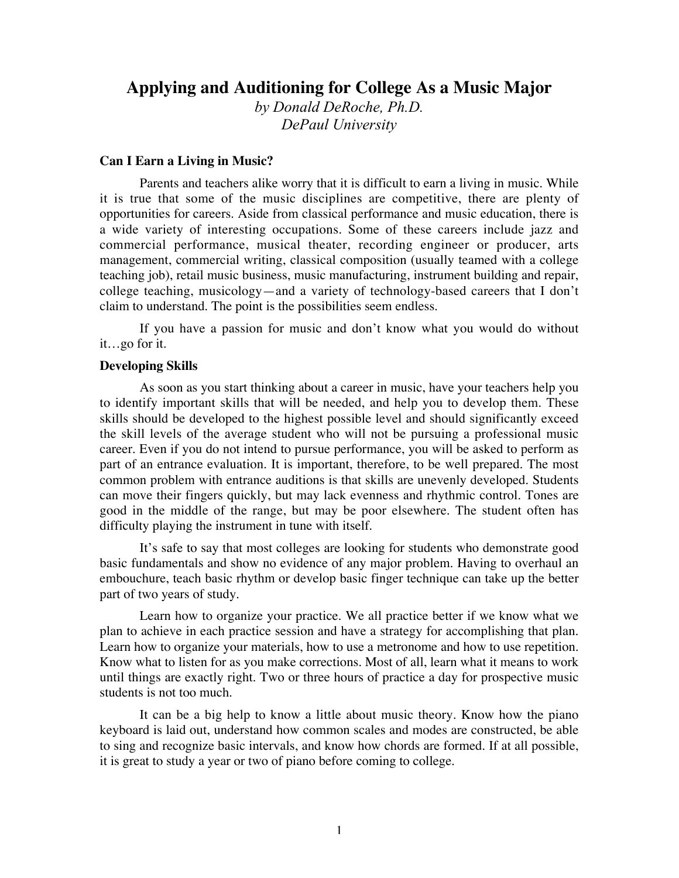# Applying and Auditioning for College As a Music Major

*by Donald DeRoche, Ph.D.*
*DePaul University*

### Can I Earn a Living in Music?

Parents and teachers alike worry that it is difficult to earn a living in music. While it is true that some of the music disciplines are competitive, there are plenty of opportunities for careers. Aside from classical performance and music education, there is a wide variety of interesting occupations. Some of these careers include jazz and commercial performance, musical theater, recording engineer or producer, arts management, commercial writing, classical composition (usually teamed with a college teaching job), retail music business, music manufacturing, instrument building and repair, college teaching, musicology—and a variety of technology-based careers that I don't claim to understand. The point is the possibilities seem endless.

If you have a passion for music and don't know what you would do without it…go for it.

### Developing Skills

As soon as you start thinking about a career in music, have your teachers help you to identify important skills that will be needed, and help you to develop them. These skills should be developed to the highest possible level and should significantly exceed the skill levels of the average student who will not be pursuing a professional music career. Even if you do not intend to pursue performance, you will be asked to perform as part of an entrance evaluation. It is important, therefore, to be well prepared. The most common problem with entrance auditions is that skills are unevenly developed. Students can move their fingers quickly, but may lack evenness and rhythmic control. Tones are good in the middle of the range, but may be poor elsewhere. The student often has difficulty playing the instrument in tune with itself.

It's safe to say that most colleges are looking for students who demonstrate good basic fundamentals and show no evidence of any major problem. Having to overhaul an embouchure, teach basic rhythm or develop basic finger technique can take up the better part of two years of study.

Learn how to organize your practice. We all practice better if we know what we plan to achieve in each practice session and have a strategy for accomplishing that plan. Learn how to organize your materials, how to use a metronome and how to use repetition. Know what to listen for as you make corrections. Most of all, learn what it means to work until things are exactly right. Two or three hours of practice a day for prospective music students is not too much.

It can be a big help to know a little about music theory. Know how the piano keyboard is laid out, understand how common scales and modes are constructed, be able to sing and recognize basic intervals, and know how chords are formed. If at all possible, it is great to study a year or two of piano before coming to college.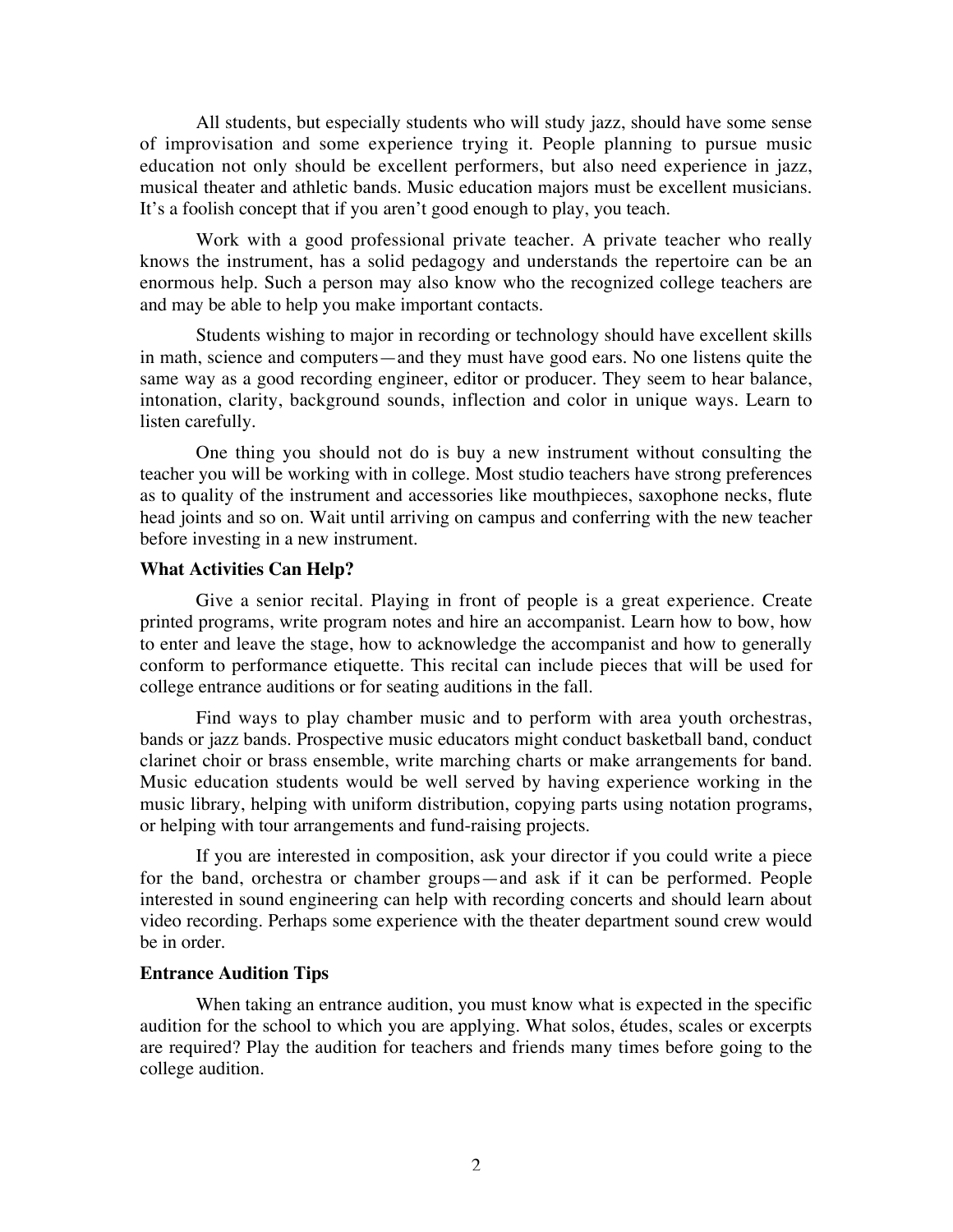All students, but especially students who will study jazz, should have some sense of improvisation and some experience trying it. People planning to pursue music education not only should be excellent performers, but also need experience in jazz, musical theater and athletic bands. Music education majors must be excellent musicians. It's a foolish concept that if you aren't good enough to play, you teach.

Work with a good professional private teacher. A private teacher who really knows the instrument, has a solid pedagogy and understands the repertoire can be an enormous help. Such a person may also know who the recognized college teachers are and may be able to help you make important contacts.

Students wishing to major in recording or technology should have excellent skills in math, science and computers—and they must have good ears. No one listens quite the same way as a good recording engineer, editor or producer. They seem to hear balance, intonation, clarity, background sounds, inflection and color in unique ways. Learn to listen carefully.

One thing you should not do is buy a new instrument without consulting the teacher you will be working with in college. Most studio teachers have strong preferences as to quality of the instrument and accessories like mouthpieces, saxophone necks, flute head joints and so on. Wait until arriving on campus and conferring with the new teacher before investing in a new instrument.

**What Activities Can Help?**

Give a senior recital. Playing in front of people is a great experience. Create printed programs, write program notes and hire an accompanist. Learn how to bow, how to enter and leave the stage, how to acknowledge the accompanist and how to generally conform to performance etiquette. This recital can include pieces that will be used for college entrance auditions or for seating auditions in the fall.

Find ways to play chamber music and to perform with area youth orchestras, bands or jazz bands. Prospective music educators might conduct basketball band, conduct clarinet choir or brass ensemble, write marching charts or make arrangements for band. Music education students would be well served by having experience working in the music library, helping with uniform distribution, copying parts using notation programs, or helping with tour arrangements and fund-raising projects.

If you are interested in composition, ask your director if you could write a piece for the band, orchestra or chamber groups—and ask if it can be performed. People interested in sound engineering can help with recording concerts and should learn about video recording. Perhaps some experience with the theater department sound crew would be in order.

**Entrance Audition Tips**

When taking an entrance audition, you must know what is expected in the specific audition for the school to which you are applying. What solos, études, scales or excerpts are required? Play the audition for teachers and friends many times before going to the college audition.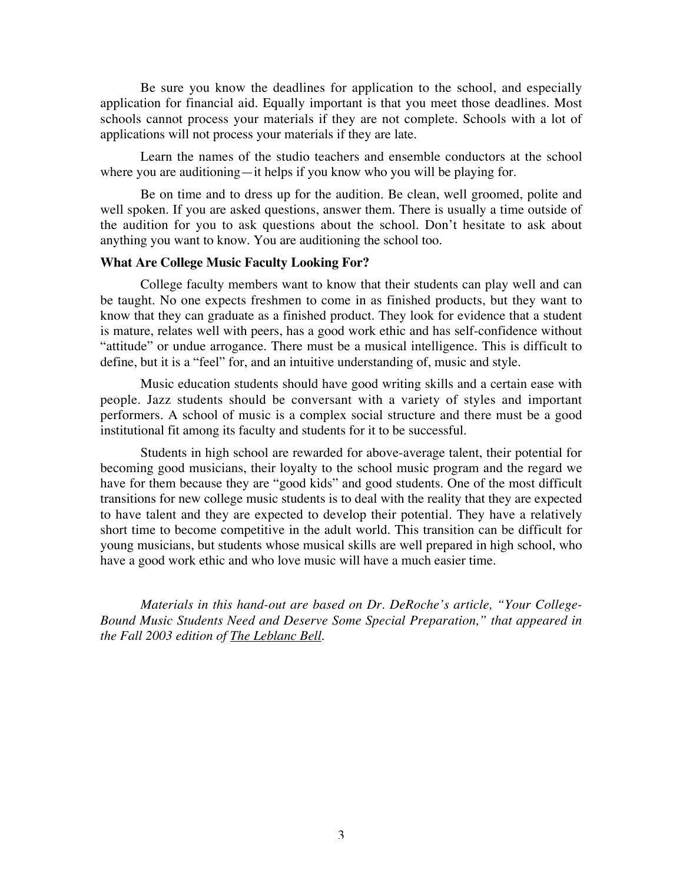Be sure you know the deadlines for application to the school, and especially application for financial aid. Equally important is that you meet those deadlines. Most schools cannot process your materials if they are not complete. Schools with a lot of applications will not process your materials if they are late.

Learn the names of the studio teachers and ensemble conductors at the school where you are auditioning—it helps if you know who you will be playing for.

Be on time and to dress up for the audition. Be clean, well groomed, polite and well spoken. If you are asked questions, answer them. There is usually a time outside of the audition for you to ask questions about the school. Don't hesitate to ask about anything you want to know. You are auditioning the school too.

**What Are College Music Faculty Looking For?**

College faculty members want to know that their students can play well and can be taught. No one expects freshmen to come in as finished products, but they want to know that they can graduate as a finished product. They look for evidence that a student is mature, relates well with peers, has a good work ethic and has self-confidence without "attitude" or undue arrogance. There must be a musical intelligence. This is difficult to define, but it is a "feel" for, and an intuitive understanding of, music and style.

Music education students should have good writing skills and a certain ease with people. Jazz students should be conversant with a variety of styles and important performers. A school of music is a complex social structure and there must be a good institutional fit among its faculty and students for it to be successful.

Students in high school are rewarded for above-average talent, their potential for becoming good musicians, their loyalty to the school music program and the regard we have for them because they are "good kids" and good students. One of the most difficult transitions for new college music students is to deal with the reality that they are expected to have talent and they are expected to develop their potential. They have a relatively short time to become competitive in the adult world. This transition can be difficult for young musicians, but students whose musical skills are well prepared in high school, who have a good work ethic and who love music will have a much easier time.

*Materials in this hand-out are based on Dr. DeRoche's article, "Your College-Bound Music Students Need and Deserve Some Special Preparation," that appeared in the Fall 2003 edition of The Leblanc Bell.*